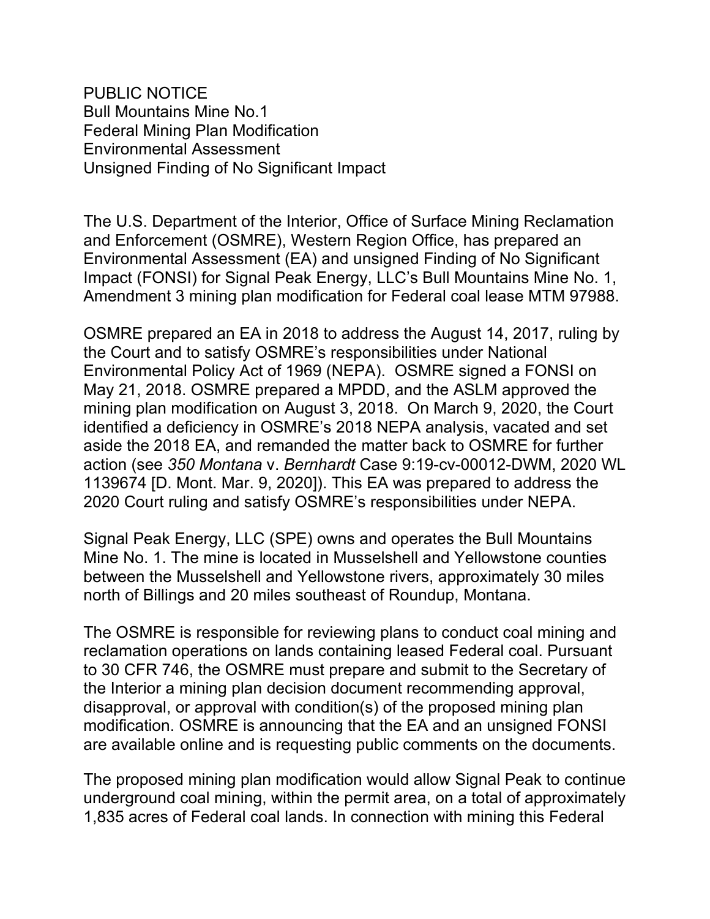PUBLIC NOTICE
Bull Mountains Mine No.1
Federal Mining Plan Modification
Environmental Assessment
Unsigned Finding of No Significant Impact

The U.S. Department of the Interior, Office of Surface Mining Reclamation and Enforcement (OSMRE), Western Region Office, has prepared an Environmental Assessment (EA) and unsigned Finding of No Significant Impact (FONSI) for Signal Peak Energy, LLC's Bull Mountains Mine No. 1, Amendment 3 mining plan modification for Federal coal lease MTM 97988.

OSMRE prepared an EA in 2018 to address the August 14, 2017, ruling by the Court and to satisfy OSMRE's responsibilities under National Environmental Policy Act of 1969 (NEPA). OSMRE signed a FONSI on May 21, 2018. OSMRE prepared a MPDD, and the ASLM approved the mining plan modification on August 3, 2018. On March 9, 2020, the Court identified a deficiency in OSMRE's 2018 NEPA analysis, vacated and set aside the 2018 EA, and remanded the matter back to OSMRE for further action (see *350 Montana* v. *Bernhardt* Case 9:19-cv-00012-DWM, 2020 WL 1139674 [D. Mont. Mar. 9, 2020]). This EA was prepared to address the 2020 Court ruling and satisfy OSMRE's responsibilities under NEPA.

Signal Peak Energy, LLC (SPE) owns and operates the Bull Mountains Mine No. 1. The mine is located in Musselshell and Yellowstone counties between the Musselshell and Yellowstone rivers, approximately 30 miles north of Billings and 20 miles southeast of Roundup, Montana.

The OSMRE is responsible for reviewing plans to conduct coal mining and reclamation operations on lands containing leased Federal coal. Pursuant to 30 CFR 746, the OSMRE must prepare and submit to the Secretary of the Interior a mining plan decision document recommending approval, disapproval, or approval with condition(s) of the proposed mining plan modification. OSMRE is announcing that the EA and an unsigned FONSI are available online and is requesting public comments on the documents.

The proposed mining plan modification would allow Signal Peak to continue underground coal mining, within the permit area, on a total of approximately 1,835 acres of Federal coal lands. In connection with mining this Federal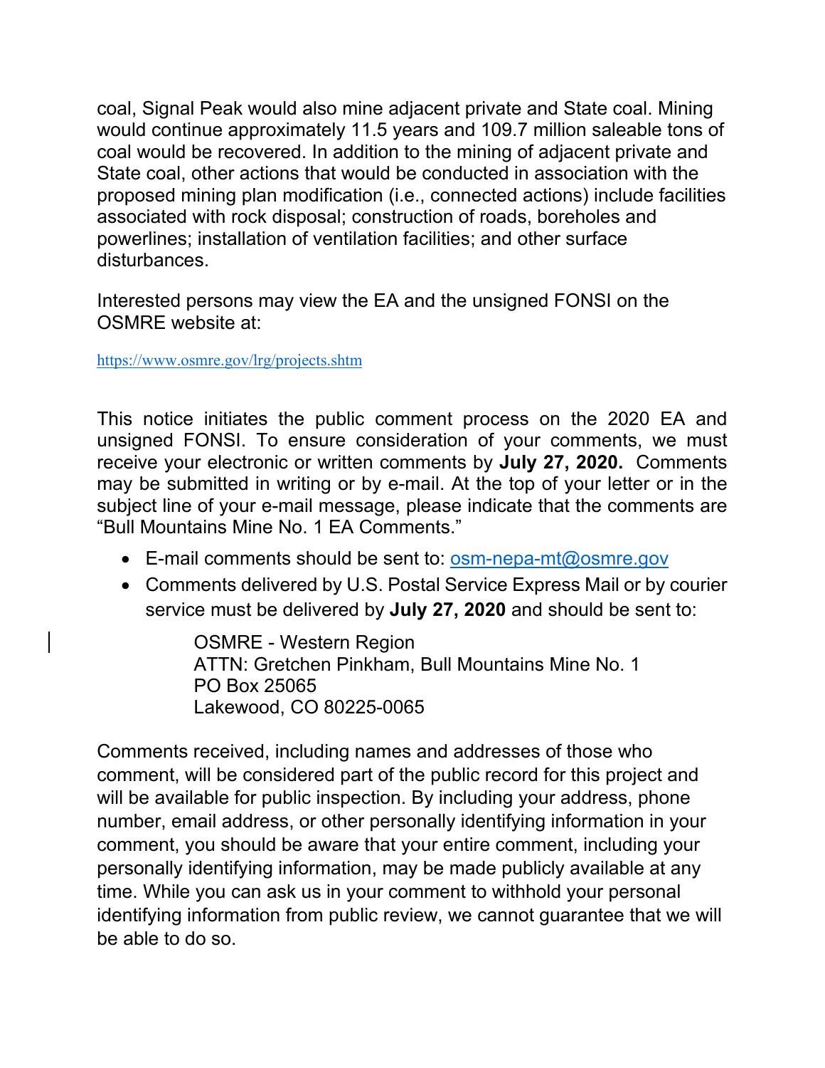coal, Signal Peak would also mine adjacent private and State coal. Mining would continue approximately 11.5 years and 109.7 million saleable tons of coal would be recovered. In addition to the mining of adjacent private and State coal, other actions that would be conducted in association with the proposed mining plan modification (i.e., connected actions) include facilities associated with rock disposal; construction of roads, boreholes and powerlines; installation of ventilation facilities; and other surface disturbances.

Interested persons may view the EA and the unsigned FONSI on the OSMRE website at:

https://www.osmre.gov/lrg/projects.shtm

This notice initiates the public comment process on the 2020 EA and unsigned FONSI. To ensure consideration of your comments, we must receive your electronic or written comments by **July 27, 2020.** Comments may be submitted in writing or by e-mail. At the top of your letter or in the subject line of your e-mail message, please indicate that the comments are "Bull Mountains Mine No. 1 EA Comments."

- E-mail comments should be sent to: osm-nepa-mt@osmre.gov
- Comments delivered by U.S. Postal Service Express Mail or by courier service must be delivered by **July 27, 2020** and should be sent to:

  OSMRE - Western Region
  ATTN: Gretchen Pinkham, Bull Mountains Mine No. 1
  PO Box 25065
  Lakewood, CO 80225-0065

Comments received, including names and addresses of those who comment, will be considered part of the public record for this project and will be available for public inspection. By including your address, phone number, email address, or other personally identifying information in your comment, you should be aware that your entire comment, including your personally identifying information, may be made publicly available at any time. While you can ask us in your comment to withhold your personal identifying information from public review, we cannot guarantee that we will be able to do so.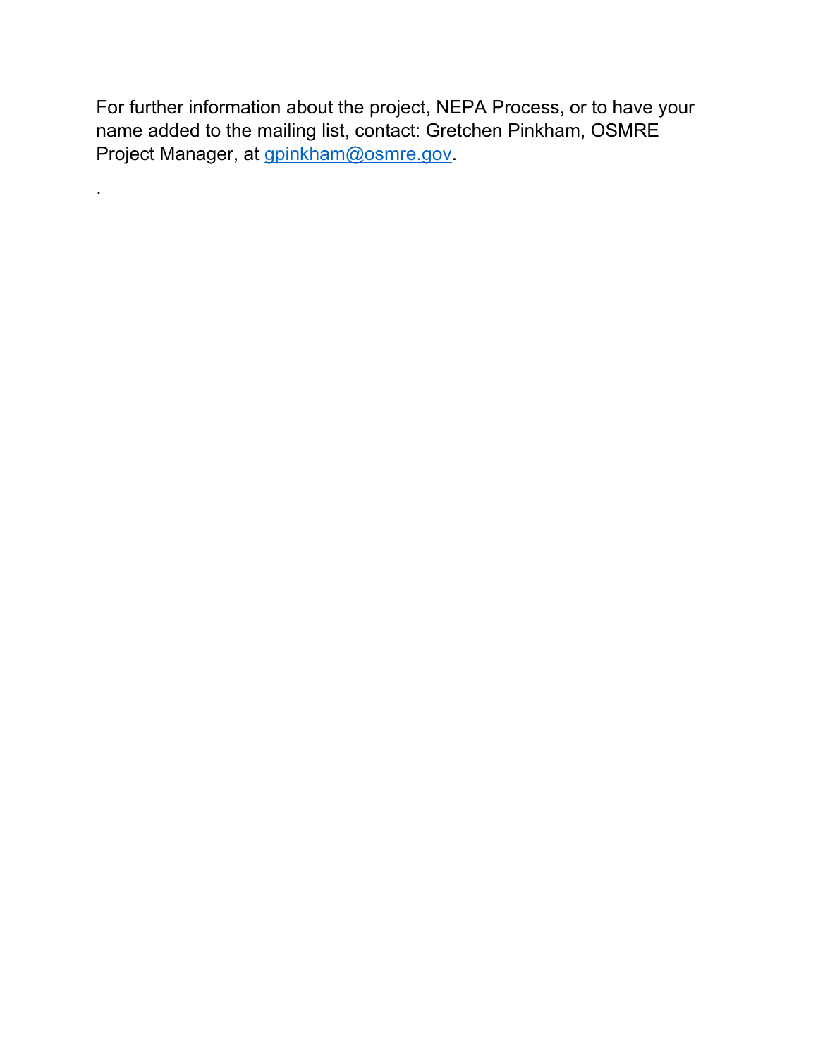For further information about the project, NEPA Process, or to have your name added to the mailing list, contact: Gretchen Pinkham, OSMRE Project Manager, at gpinkham@osmre.gov.

.